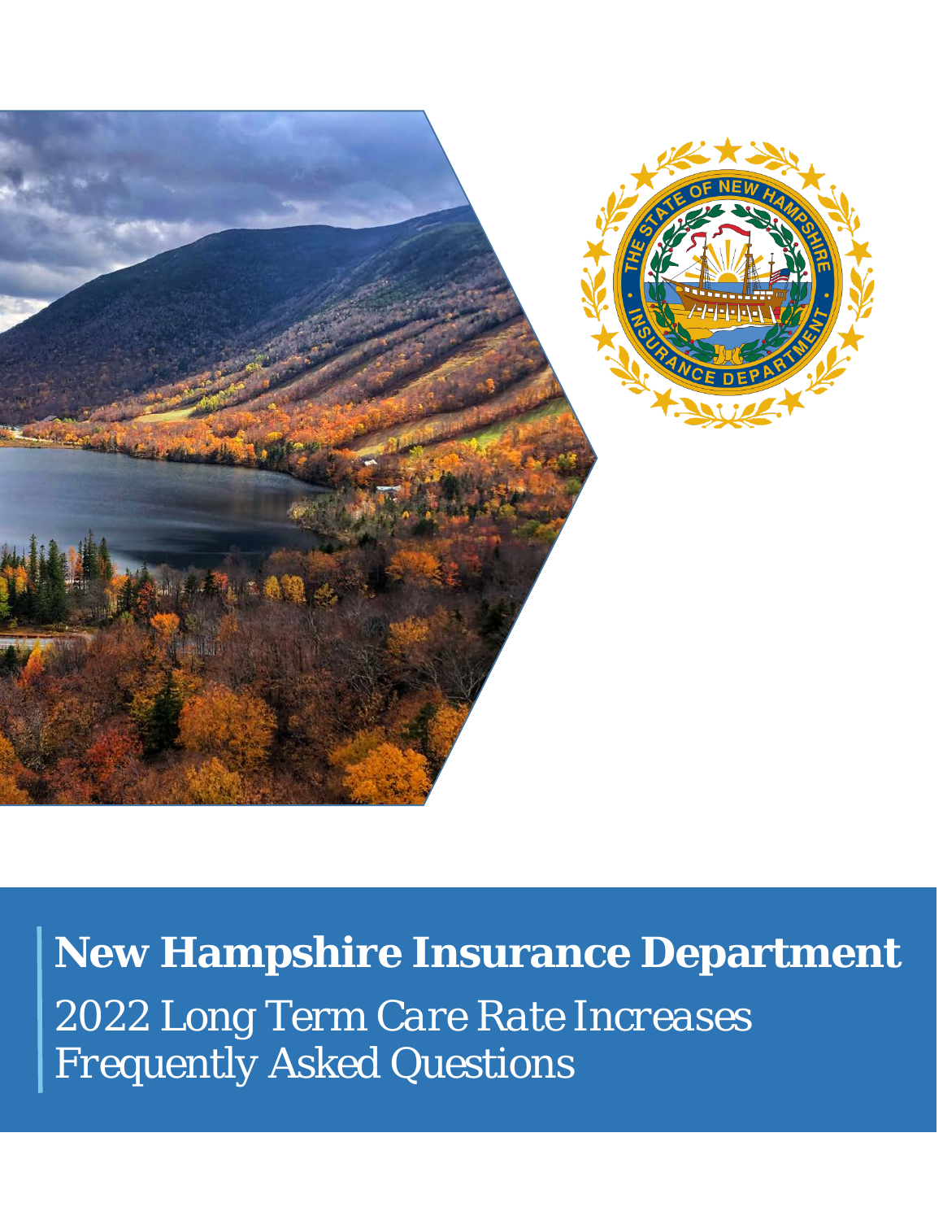# New Hampshire Insurance Department

2022 Long Term Care Rate Increases
Frequently Asked Questions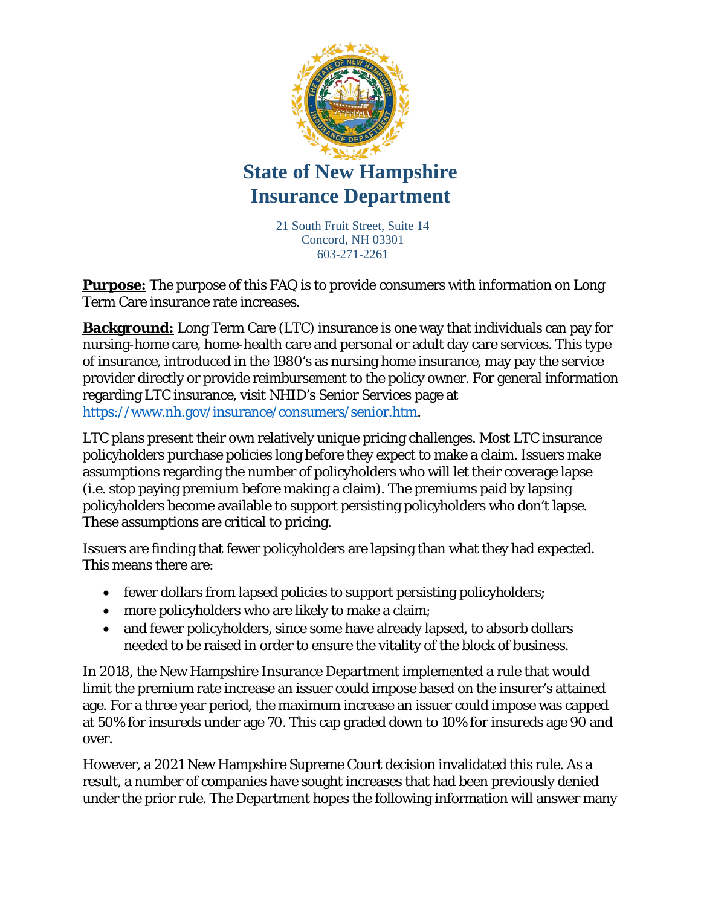# State of New Hampshire Insurance Department

21 South Fruit Street, Suite 14
Concord, NH 03301
603-271-2261

**Purpose:** The purpose of this FAQ is to provide consumers with information on Long Term Care insurance rate increases.

**Background:** Long Term Care (LTC) insurance is one way that individuals can pay for nursing-home care, home-health care and personal or adult day care services. This type of insurance, introduced in the 1980's as nursing home insurance, may pay the service provider directly or provide reimbursement to the policy owner. For general information regarding LTC insurance, visit NHID's Senior Services page at [https://www.nh.gov/insurance/consumers/senior.htm](https://www.nh.gov/insurance/consumers/senior.htm).

LTC plans present their own relatively unique pricing challenges. Most LTC insurance policyholders purchase policies long before they expect to make a claim. Issuers make assumptions regarding the number of policyholders who will let their coverage lapse (i.e. stop paying premium before making a claim). The premiums paid by lapsing policyholders become available to support persisting policyholders who don't lapse. These assumptions are critical to pricing.

Issuers are finding that fewer policyholders are lapsing than what they had expected. This means there are:

- fewer dollars from lapsed policies to support persisting policyholders;
- more policyholders who are likely to make a claim;
- and fewer policyholders, since some have already lapsed, to absorb dollars needed to be raised in order to ensure the vitality of the block of business.

In 2018, the New Hampshire Insurance Department implemented a rule that would limit the premium rate increase an issuer could impose based on the insurer's attained age. For a three year period, the maximum increase an issuer could impose was capped at 50% for insureds under age 70. This cap graded down to 10% for insureds age 90 and over.

However, a 2021 New Hampshire Supreme Court decision invalidated this rule. As a result, a number of companies have sought increases that had been previously denied under the prior rule. The Department hopes the following information will answer many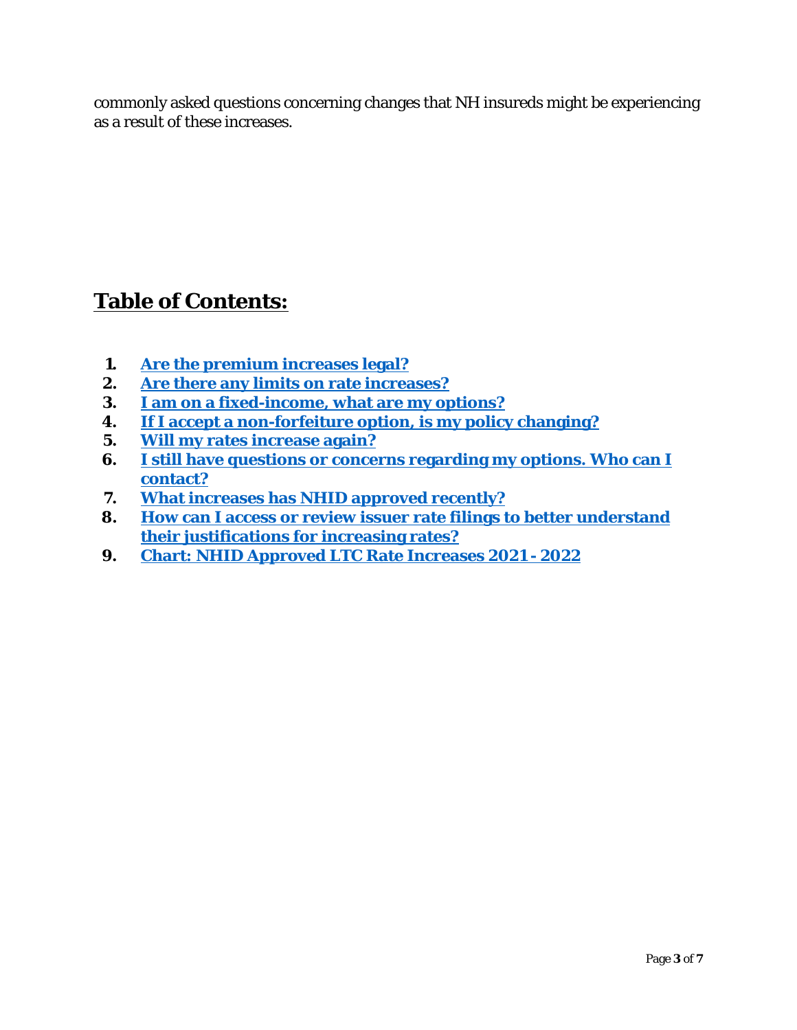commonly asked questions concerning changes that NH insureds might be experiencing as a result of these increases.

## Table of Contents:

1. **Are the premium increases legal?**
2. **Are there any limits on rate increases?**
3. **I am on a fixed-income, what are my options?**
4. **If I accept a non-forfeiture option, is my policy changing?**
5. **Will my rates increase again?**
6. **I still have questions or concerns regarding my options. Who can I contact?**
7. **What increases has NHID approved recently?**
8. **How can I access or review issuer rate filings to better understand their justifications for increasing rates?**
9. **Chart: NHID Approved LTC Rate Increases 2021 - 2022**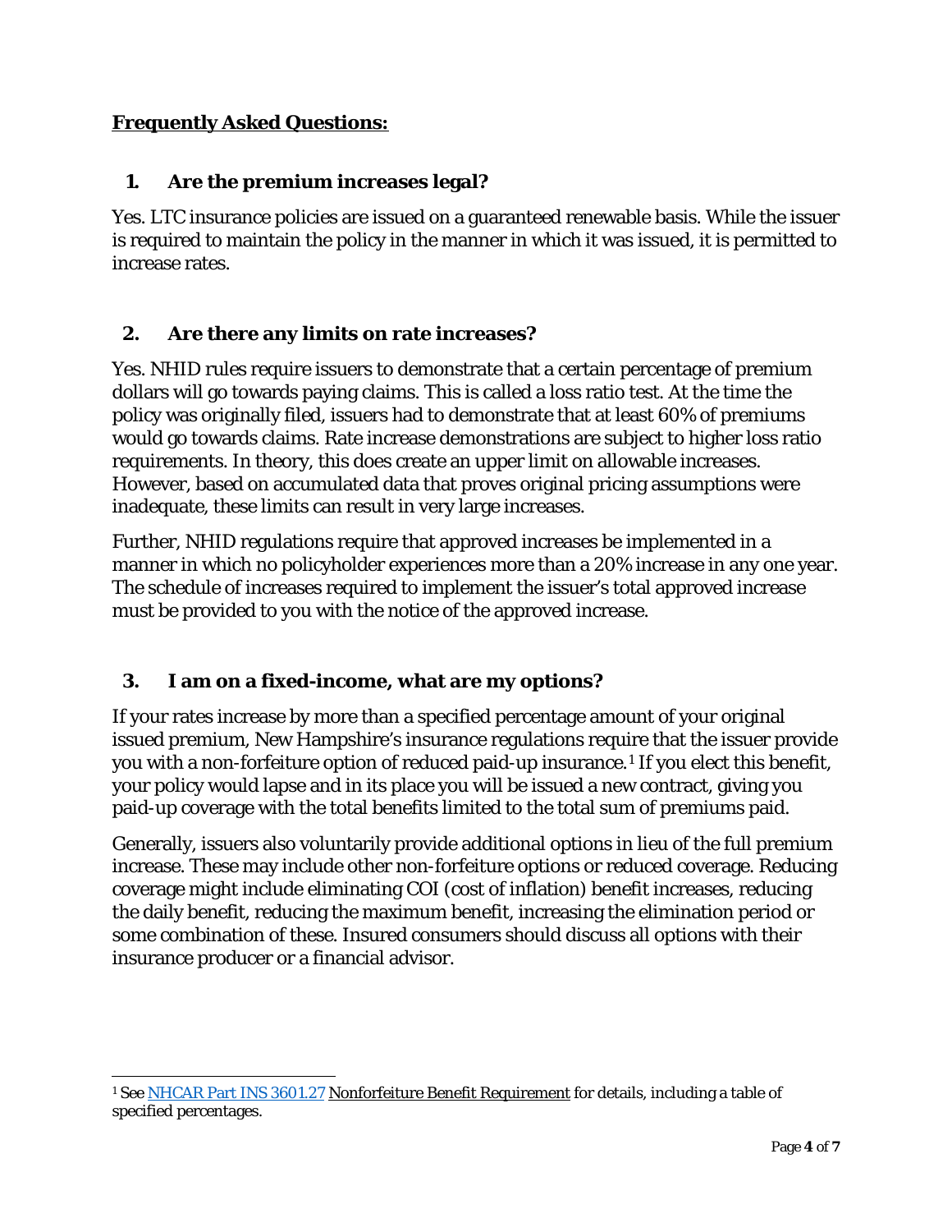## Frequently Asked Questions:

### 1. Are the premium increases legal?

Yes. LTC insurance policies are issued on a guaranteed renewable basis. While the issuer is required to maintain the policy in the manner in which it was issued, it is permitted to increase rates.

### 2. Are there any limits on rate increases?

Yes. NHID rules require issuers to demonstrate that a certain percentage of premium dollars will go towards paying claims. This is called a loss ratio test. At the time the policy was originally filed, issuers had to demonstrate that at least 60% of premiums would go towards claims. Rate increase demonstrations are subject to higher loss ratio requirements. In theory, this does create an upper limit on allowable increases. However, based on accumulated data that proves original pricing assumptions were inadequate, these limits can result in very large increases.

Further, NHID regulations require that approved increases be implemented in a manner in which no policyholder experiences more than a 20% increase in any one year. The schedule of increases required to implement the issuer's total approved increase must be provided to you with the notice of the approved increase.

### 3. I am on a fixed-income, what are my options?

If your rates increase by more than a specified percentage amount of your original issued premium, New Hampshire's insurance regulations require that the issuer provide you with a non-forfeiture option of reduced paid-up insurance.[1] If you elect this benefit, your policy would lapse and in its place you will be issued a new contract, giving you paid-up coverage with the total benefits limited to the total sum of premiums paid.

Generally, issuers also voluntarily provide additional options in lieu of the full premium increase. These may include other non-forfeiture options or reduced coverage. Reducing coverage might include eliminating COI (cost of inflation) benefit increases, reducing the daily benefit, reducing the maximum benefit, increasing the elimination period or some combination of these. Insured consumers should discuss all options with their insurance producer or a financial advisor.

---

[1] See NHCAR Part INS 3601.27 Nonforfeiture Benefit Requirement for details, including a table of specified percentages.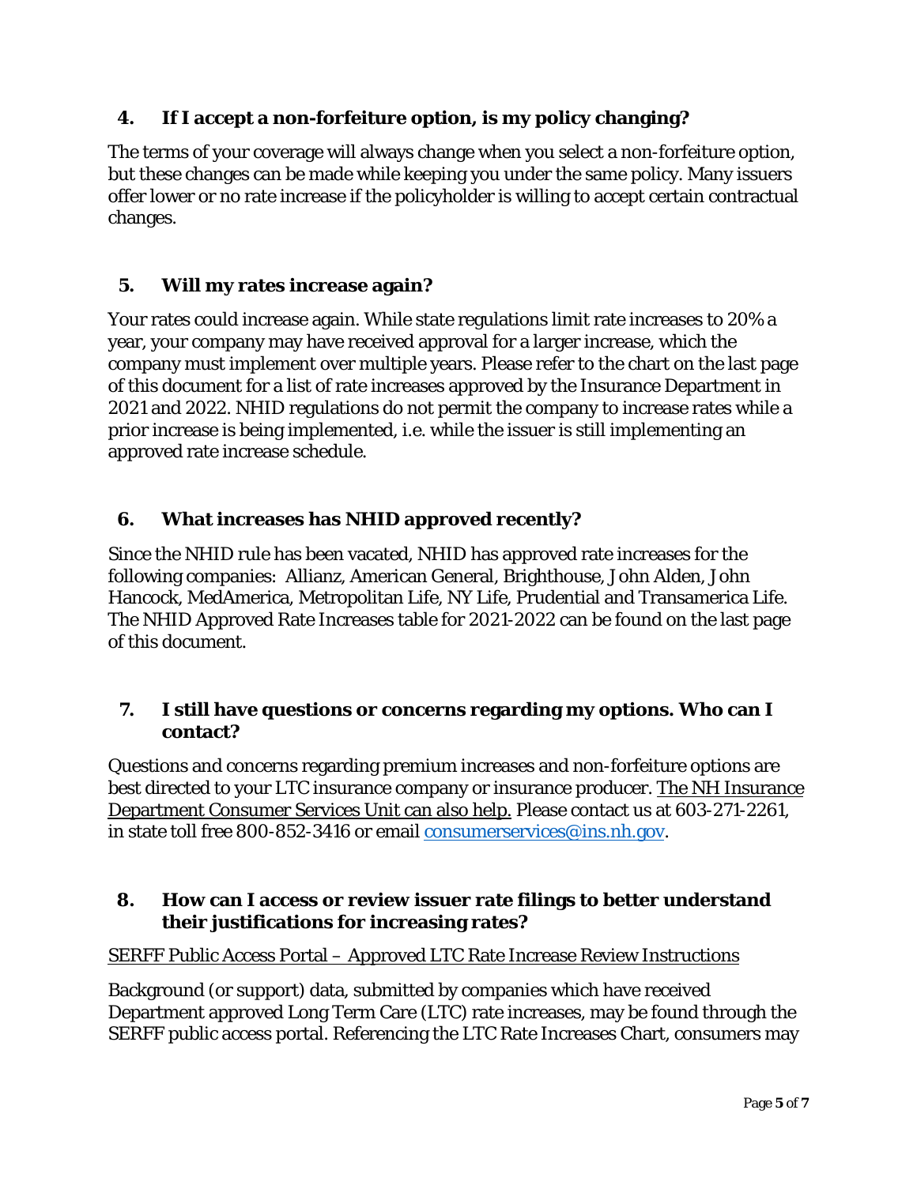### 4. If I accept a non-forfeiture option, is my policy changing?

The terms of your coverage will always change when you select a non-forfeiture option, but these changes can be made while keeping you under the same policy. Many issuers offer lower or no rate increase if the policyholder is willing to accept certain contractual changes.

### 5. Will my rates increase again?

Your rates could increase again. While state regulations limit rate increases to 20% a year, your company may have received approval for a larger increase, which the company must implement over multiple years. Please refer to the chart on the last page of this document for a list of rate increases approved by the Insurance Department in 2021 and 2022. NHID regulations do not permit the company to increase rates while a prior increase is being implemented, i.e. while the issuer is still implementing an approved rate increase schedule.

### 6. What increases has NHID approved recently?

Since the NHID rule has been vacated, NHID has approved rate increases for the following companies: Allianz, American General, Brighthouse, John Alden, John Hancock, MedAmerica, Metropolitan Life, NY Life, Prudential and Transamerica Life. The NHID Approved Rate Increases table for 2021-2022 can be found on the last page of this document.

### 7. I still have questions or concerns regarding my options. Who can I contact?

Questions and concerns regarding premium increases and non-forfeiture options are best directed to your LTC insurance company or insurance producer. The NH Insurance Department Consumer Services Unit can also help. Please contact us at 603-271-2261, in state toll free 800-852-3416 or email [consumerservices@ins.nh.gov](mailto:consumerservices@ins.nh.gov).

### 8. How can I access or review issuer rate filings to better understand their justifications for increasing rates?

SERFF Public Access Portal – Approved LTC Rate Increase Review Instructions

Background (or support) data, submitted by companies which have received Department approved Long Term Care (LTC) rate increases, may be found through the SERFF public access portal. Referencing the LTC Rate Increases Chart, consumers may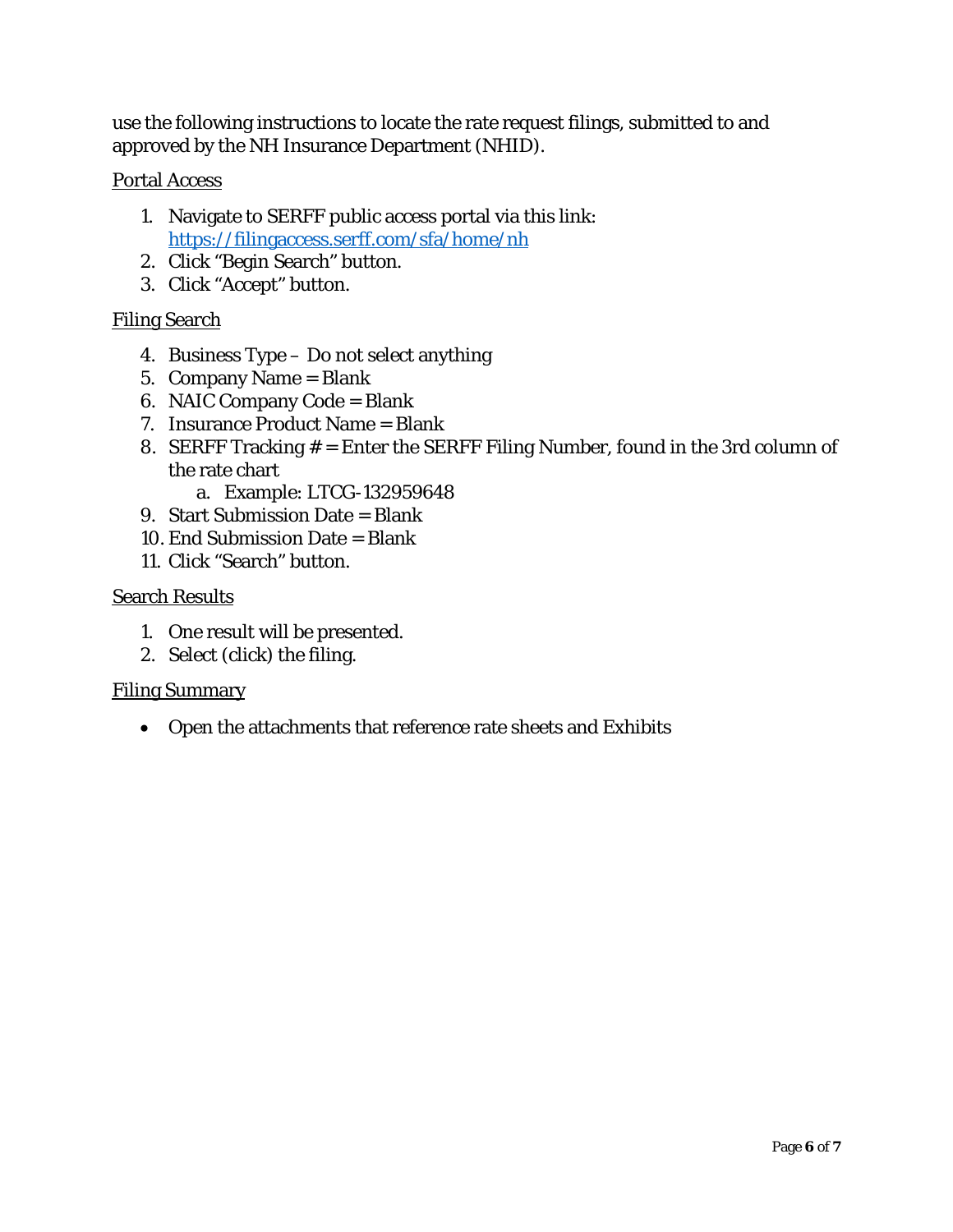use the following instructions to locate the rate request filings, submitted to and approved by the NH Insurance Department (NHID).

Portal Access

1. Navigate to SERFF public access portal via this link: [https://filingaccess.serff.com/sfa/home/nh](https://filingaccess.serff.com/sfa/home/nh)
2. Click "Begin Search" button.
3. Click "Accept" button.

Filing Search

4. Business Type – Do not select anything
5. Company Name = Blank
6. NAIC Company Code = Blank
7. Insurance Product Name = Blank
8. SERFF Tracking # = Enter the SERFF Filing Number, found in the 3rd column of the rate chart
    a. Example: LTCG-132959648
9. Start Submission Date = Blank
10. End Submission Date = Blank
11. Click "Search" button.

Search Results

1. One result will be presented.
2. Select (click) the filing.

Filing Summary

- Open the attachments that reference rate sheets and Exhibits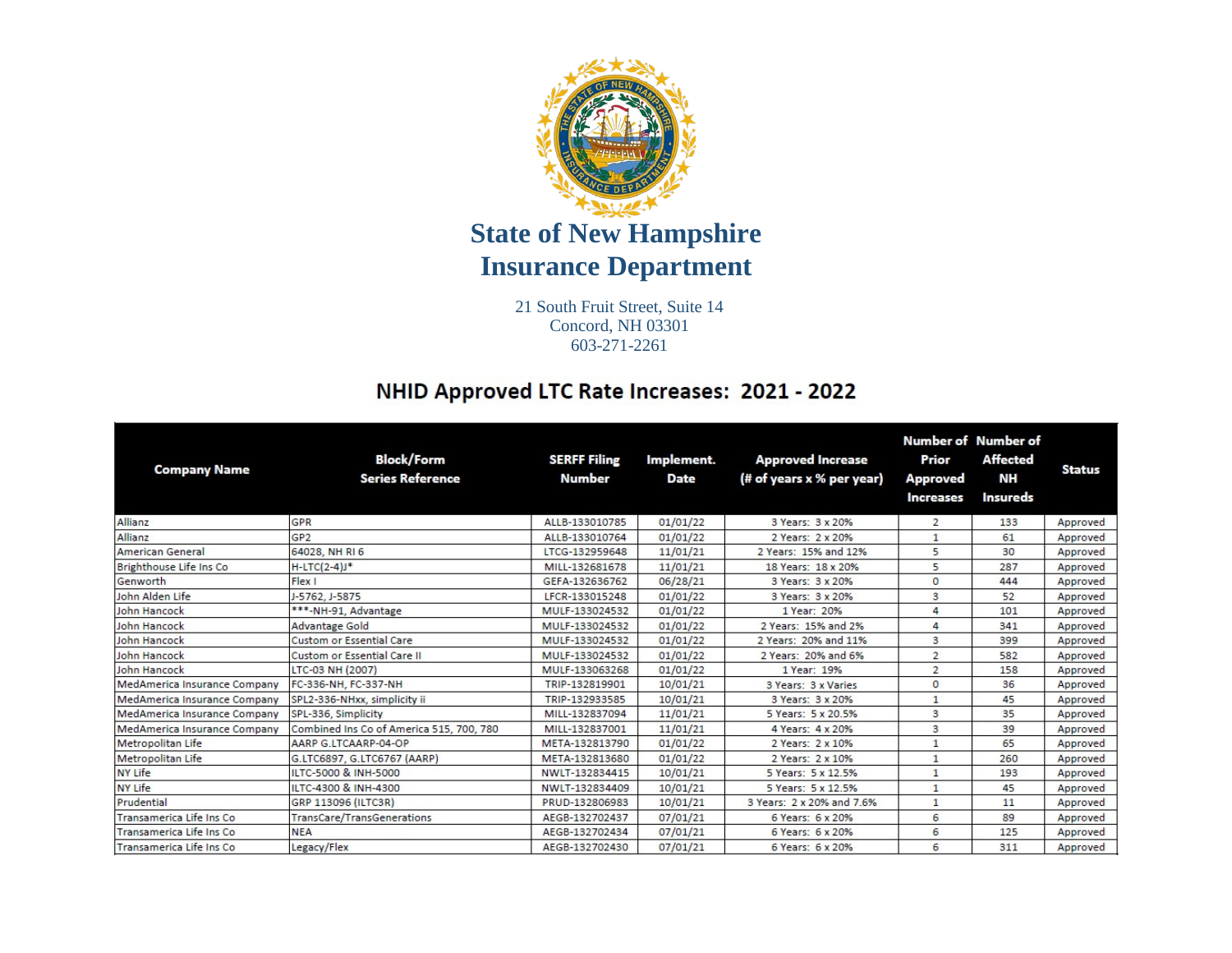# State of New Hampshire Insurance Department

21 South Fruit Street, Suite 14
Concord, NH 03301
603-271-2261

## NHID Approved LTC Rate Increases: 2021 - 2022

| Company Name | Block/Form Series Reference | SERFF Filing Number | Implement. Date | Approved Increase (# of years x % per year) | Number of Prior Approved Increases | Number of Affected NH Insureds | Status |
|---|---|---|---|---|---|---|---|
| Allianz | GPR | ALLB-133010785 | 01/01/22 | 3 Years: 3 x 20% | 2 | 133 | Approved |
| Allianz | GP2 | ALLB-133010764 | 01/01/22 | 2 Years: 2 x 20% | 1 | 61 | Approved |
| American General | 64028, NH RI 6 | LTCG-132959648 | 11/01/21 | 2 Years: 15% and 12% | 5 | 30 | Approved |
| Brighthouse Life Ins Co | H-LTC(2-4)J* | MILL-132681678 | 11/01/21 | 18 Years: 18 x 20% | 5 | 287 | Approved |
| Genworth | Flex I | GEFA-132636762 | 06/28/21 | 3 Years: 3 x 20% | 0 | 444 | Approved |
| John Alden Life | J-5762, J-5875 | LFCR-133015248 | 01/01/22 | 3 Years: 3 x 20% | 3 | 52 | Approved |
| John Hancock | ***-NH-91, Advantage | MULF-133024532 | 01/01/22 | 1 Year: 20% | 4 | 101 | Approved |
| John Hancock | Advantage Gold | MULF-133024532 | 01/01/22 | 2 Years: 15% and 2% | 4 | 341 | Approved |
| John Hancock | Custom or Essential Care | MULF-133024532 | 01/01/22 | 2 Years: 20% and 11% | 3 | 399 | Approved |
| John Hancock | Custom or Essential Care II | MULF-133024532 | 01/01/22 | 2 Years: 20% and 6% | 2 | 582 | Approved |
| John Hancock | LTC-03 NH (2007) | MULF-133063268 | 01/01/22 | 1 Year: 19% | 2 | 158 | Approved |
| MedAmerica Insurance Company | FC-336-NH, FC-337-NH | TRIP-132819901 | 10/01/21 | 3 Years: 3 x Varies | 0 | 36 | Approved |
| MedAmerica Insurance Company | SPL2-336-NHxx, simplicity ii | TRIP-132933585 | 10/01/21 | 3 Years: 3 x 20% | 1 | 45 | Approved |
| MedAmerica Insurance Company | SPL-336, Simplicity | MILL-132837094 | 11/01/21 | 5 Years: 5 x 20.5% | 3 | 35 | Approved |
| MedAmerica Insurance Company | Combined Ins Co of America 515, 700, 780 | MILL-132837001 | 11/01/21 | 4 Years: 4 x 20% | 3 | 39 | Approved |
| Metropolitan Life | AARP G.LTCAARP-04-OP | META-132813790 | 01/01/22 | 2 Years: 2 x 10% | 1 | 65 | Approved |
| Metropolitan Life | G.LTC6897, G.LTC6767 (AARP) | META-132813680 | 01/01/22 | 2 Years: 2 x 10% | 1 | 260 | Approved |
| NY Life | ILTC-5000 & INH-5000 | NWLT-132834415 | 10/01/21 | 5 Years: 5 x 12.5% | 1 | 193 | Approved |
| NY Life | ILTC-4300 & INH-4300 | NWLT-132834409 | 10/01/21 | 5 Years: 5 x 12.5% | 1 | 45 | Approved |
| Prudential | GRP 113096 (ILTC3R) | PRUD-132806983 | 10/01/21 | 3 Years: 2 x 20% and 7.6% | 1 | 11 | Approved |
| Transamerica Life Ins Co | TransCare/TransGenerations | AEGB-132702437 | 07/01/21 | 6 Years: 6 x 20% | 6 | 89 | Approved |
| Transamerica Life Ins Co | NEA | AEGB-132702434 | 07/01/21 | 6 Years: 6 x 20% | 6 | 125 | Approved |
| Transamerica Life Ins Co | Legacy/Flex | AEGB-132702430 | 07/01/21 | 6 Years: 6 x 20% | 6 | 311 | Approved |